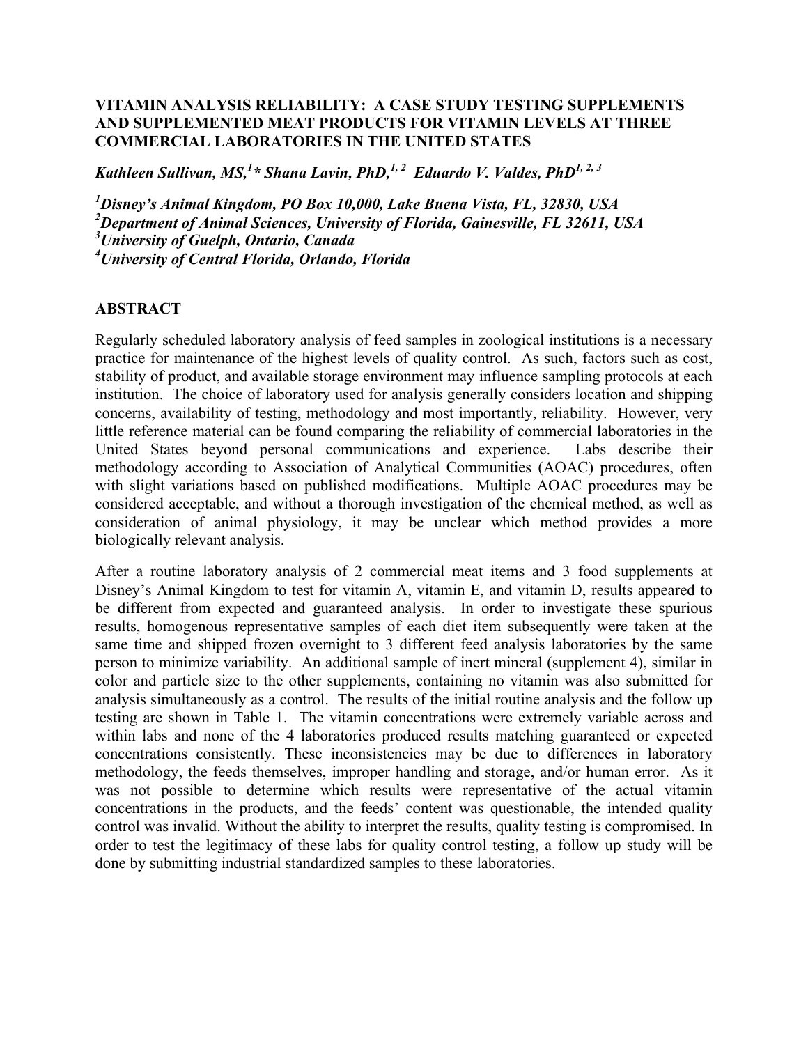**VITAMIN ANALYSIS RELIABILITY: A CASE STUDY TESTING SUPPLEMENTS AND SUPPLEMENTED MEAT PRODUCTS FOR VITAMIN LEVELS AT THREE COMMERCIAL LABORATORIES IN THE UNITED STATES**

***Kathleen Sullivan, MS,[1]* Shana Lavin, PhD,[1, 2] Eduardo V. Valdes, PhD[1, 2, 3]***

***[1]Disney's Animal Kingdom, PO Box 10,000, Lake Buena Vista, FL, 32830, USA***
***[2]Department of Animal Sciences, University of Florida, Gainesville, FL 32611, USA***
***[3]University of Guelph, Ontario, Canada***
***[4]University of Central Florida, Orlando, Florida***

## ABSTRACT

Regularly scheduled laboratory analysis of feed samples in zoological institutions is a necessary practice for maintenance of the highest levels of quality control. As such, factors such as cost, stability of product, and available storage environment may influence sampling protocols at each institution. The choice of laboratory used for analysis generally considers location and shipping concerns, availability of testing, methodology and most importantly, reliability. However, very little reference material can be found comparing the reliability of commercial laboratories in the United States beyond personal communications and experience. Labs describe their methodology according to Association of Analytical Communities (AOAC) procedures, often with slight variations based on published modifications. Multiple AOAC procedures may be considered acceptable, and without a thorough investigation of the chemical method, as well as consideration of animal physiology, it may be unclear which method provides a more biologically relevant analysis.

After a routine laboratory analysis of 2 commercial meat items and 3 food supplements at Disney's Animal Kingdom to test for vitamin A, vitamin E, and vitamin D, results appeared to be different from expected and guaranteed analysis. In order to investigate these spurious results, homogenous representative samples of each diet item subsequently were taken at the same time and shipped frozen overnight to 3 different feed analysis laboratories by the same person to minimize variability. An additional sample of inert mineral (supplement 4), similar in color and particle size to the other supplements, containing no vitamin was also submitted for analysis simultaneously as a control. The results of the initial routine analysis and the follow up testing are shown in Table 1. The vitamin concentrations were extremely variable across and within labs and none of the 4 laboratories produced results matching guaranteed or expected concentrations consistently. These inconsistencies may be due to differences in laboratory methodology, the feeds themselves, improper handling and storage, and/or human error. As it was not possible to determine which results were representative of the actual vitamin concentrations in the products, and the feeds' content was questionable, the intended quality control was invalid. Without the ability to interpret the results, quality testing is compromised. In order to test the legitimacy of these labs for quality control testing, a follow up study will be done by submitting industrial standardized samples to these laboratories.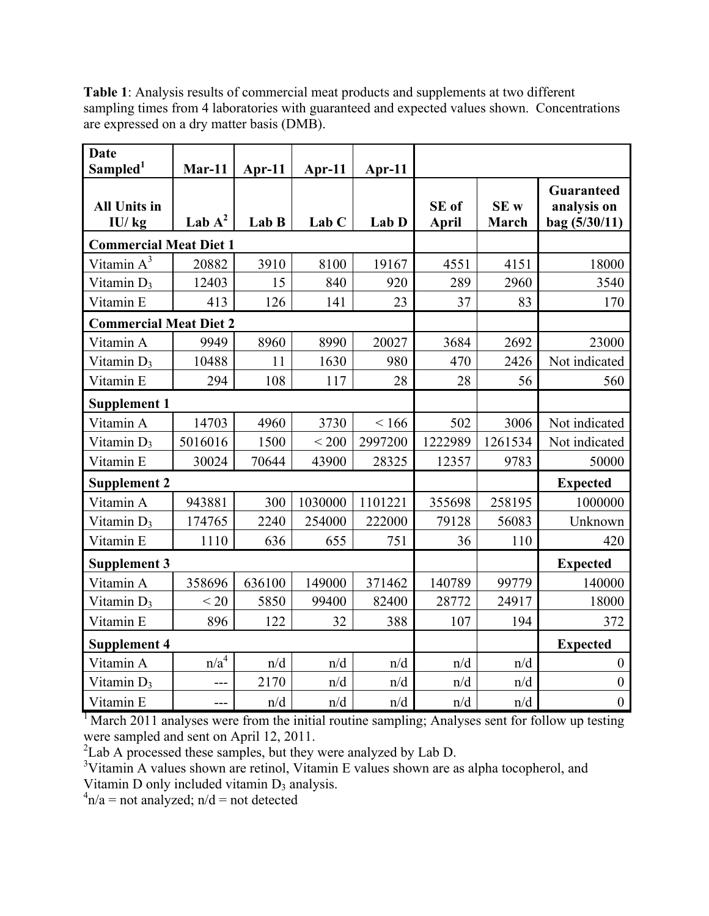**Table 1**: Analysis results of commercial meat products and supplements at two different sampling times from 4 laboratories with guaranteed and expected values shown. Concentrations are expressed on a dry matter basis (DMB).

| Date Sampled[1] | Mar-11 | Apr-11 | Apr-11 | Apr-11 | | | |
|---|---|---|---|---|---|---|---|
| **All Units in IU/ kg** | **Lab A[2]** | **Lab B** | **Lab C** | **Lab D** | **SE of April** | **SE w March** | **Guaranteed analysis on bag (5/30/11)** |
| **Commercial Meat Diet 1** | | | | | | | |
| Vitamin A[3] | 20882 | 3910 | 8100 | 19167 | 4551 | 4151 | 18000 |
| Vitamin $D_3$ | 12403 | 15 | 840 | 920 | 289 | 2960 | 3540 |
| Vitamin E | 413 | 126 | 141 | 23 | 37 | 83 | 170 |
| **Commercial Meat Diet 2** | | | | | | | |
| Vitamin A | 9949 | 8960 | 8990 | 20027 | 3684 | 2692 | 23000 |
| Vitamin $D_3$ | 10488 | 11 | 1630 | 980 | 470 | 2426 | Not indicated |
| Vitamin E | 294 | 108 | 117 | 28 | 28 | 56 | 560 |
| **Supplement 1** | | | | | | | |
| Vitamin A | 14703 | 4960 | 3730 | < 166 | 502 | 3006 | Not indicated |
| Vitamin $D_3$ | 5016016 | 1500 | < 200 | 2997200 | 1222989 | 1261534 | Not indicated |
| Vitamin E | 30024 | 70644 | 43900 | 28325 | 12357 | 9783 | 50000 |
| **Supplement 2** | | | | | | | **Expected** |
| Vitamin A | 943881 | 300 | 1030000 | 1101221 | 355698 | 258195 | 1000000 |
| Vitamin $D_3$ | 174765 | 2240 | 254000 | 222000 | 79128 | 56083 | Unknown |
| Vitamin E | 1110 | 636 | 655 | 751 | 36 | 110 | 420 |
| **Supplement 3** | | | | | | | **Expected** |
| Vitamin A | 358696 | 636100 | 149000 | 371462 | 140789 | 99779 | 140000 |
| Vitamin $D_3$ | < 20 | 5850 | 99400 | 82400 | 28772 | 24917 | 18000 |
| Vitamin E | 896 | 122 | 32 | 388 | 107 | 194 | 372 |
| **Supplement 4** | | | | | | | **Expected** |
| Vitamin A | n/a[4] | n/d | n/d | n/d | n/d | n/d | 0 |
| Vitamin $D_3$ | --- | 2170 | n/d | n/d | n/d | n/d | 0 |
| Vitamin E | --- | n/d | n/d | n/d | n/d | n/d | 0 |

[1] March 2011 analyses were from the initial routine sampling; Analyses sent for follow up testing were sampled and sent on April 12, 2011.

[2] Lab A processed these samples, but they were analyzed by Lab D.

[3] Vitamin A values shown are retinol, Vitamin E values shown are as alpha tocopherol, and Vitamin D only included vitamin $D_3$ analysis.

[4] n/a = not analyzed; n/d = not detected